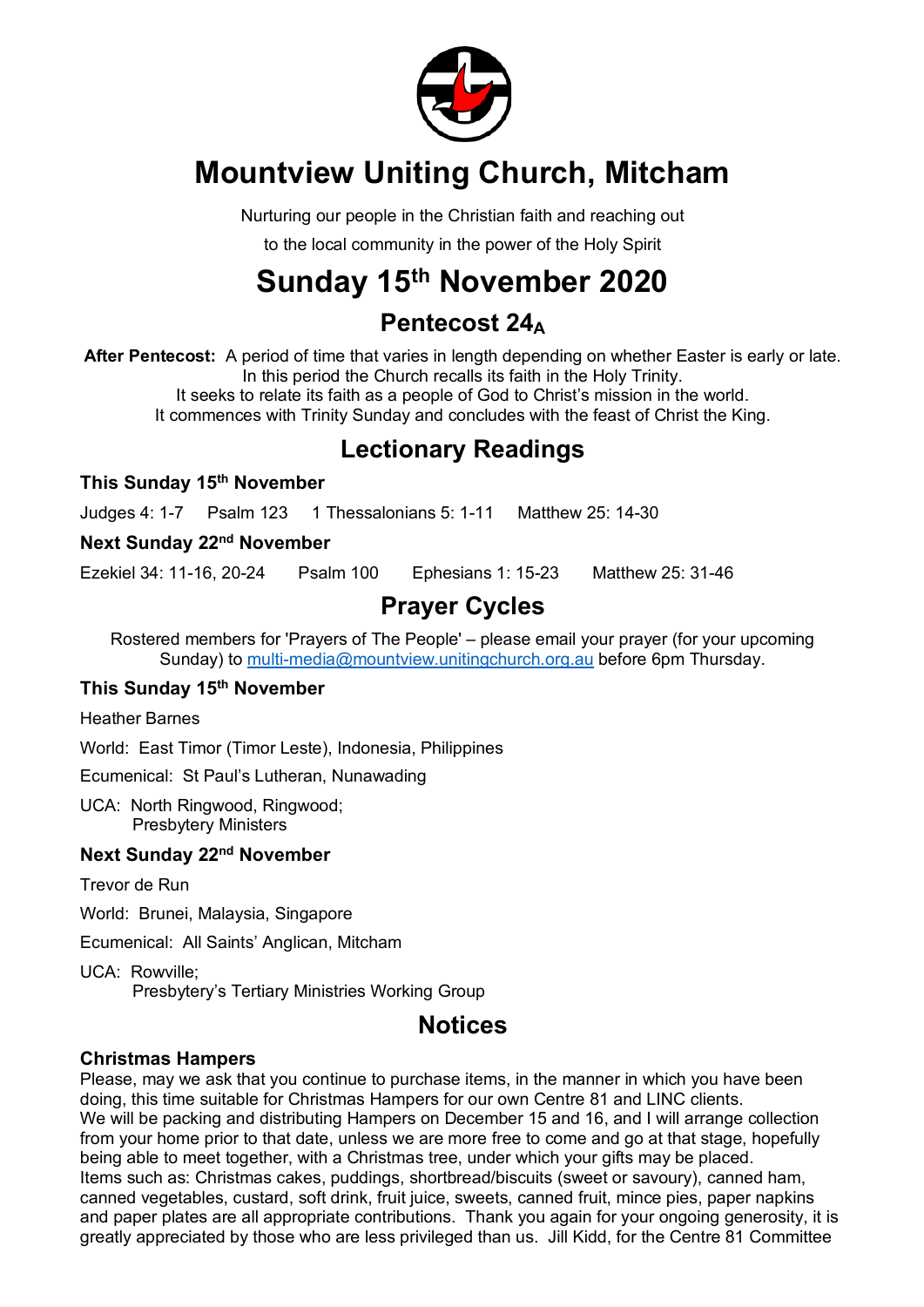# Mountview Uniting Church, Mitcham

Nurturing our people in the Christian faith and reaching out

to the local community in the power of the Holy Spirit

# Sunday 15th November 2020

## Pentecost $24_A$

**After Pentecost:** A period of time that varies in length depending on whether Easter is early or late. In this period the Church recalls its faith in the Holy Trinity. It seeks to relate its faith as a people of God to Christ's mission in the world. It commences with Trinity Sunday and concludes with the feast of Christ the King.

## Lectionary Readings

### This Sunday 15th November

Judges 4: 1-7    Psalm 123    1 Thessalonians 5: 1-11    Matthew 25: 14-30

### Next Sunday 22nd November

Ezekiel 34: 11-16, 20-24    Psalm 100    Ephesians 1: 15-23    Matthew 25: 31-46

## Prayer Cycles

Rostered members for 'Prayers of The People' – please email your prayer (for your upcoming Sunday) to multi-media@mountview.unitingchurch.org.au before 6pm Thursday.

### This Sunday 15th November

Heather Barnes

World: East Timor (Timor Leste), Indonesia, Philippines

Ecumenical: St Paul's Lutheran, Nunawading

UCA: North Ringwood, Ringwood;
Presbytery Ministers

### Next Sunday 22nd November

Trevor de Run

World: Brunei, Malaysia, Singapore

Ecumenical: All Saints' Anglican, Mitcham

UCA: Rowville;
Presbytery's Tertiary Ministries Working Group

## Notices

### Christmas Hampers

Please, may we ask that you continue to purchase items, in the manner in which you have been doing, this time suitable for Christmas Hampers for our own Centre 81 and LINC clients.
We will be packing and distributing Hampers on December 15 and 16, and I will arrange collection from your home prior to that date, unless we are more free to come and go at that stage, hopefully being able to meet together, with a Christmas tree, under which your gifts may be placed.
Items such as: Christmas cakes, puddings, shortbread/biscuits (sweet or savoury), canned ham, canned vegetables, custard, soft drink, fruit juice, sweets, canned fruit, mince pies, paper napkins and paper plates are all appropriate contributions. Thank you again for your ongoing generosity, it is greatly appreciated by those who are less privileged than us. Jill Kidd, for the Centre 81 Committee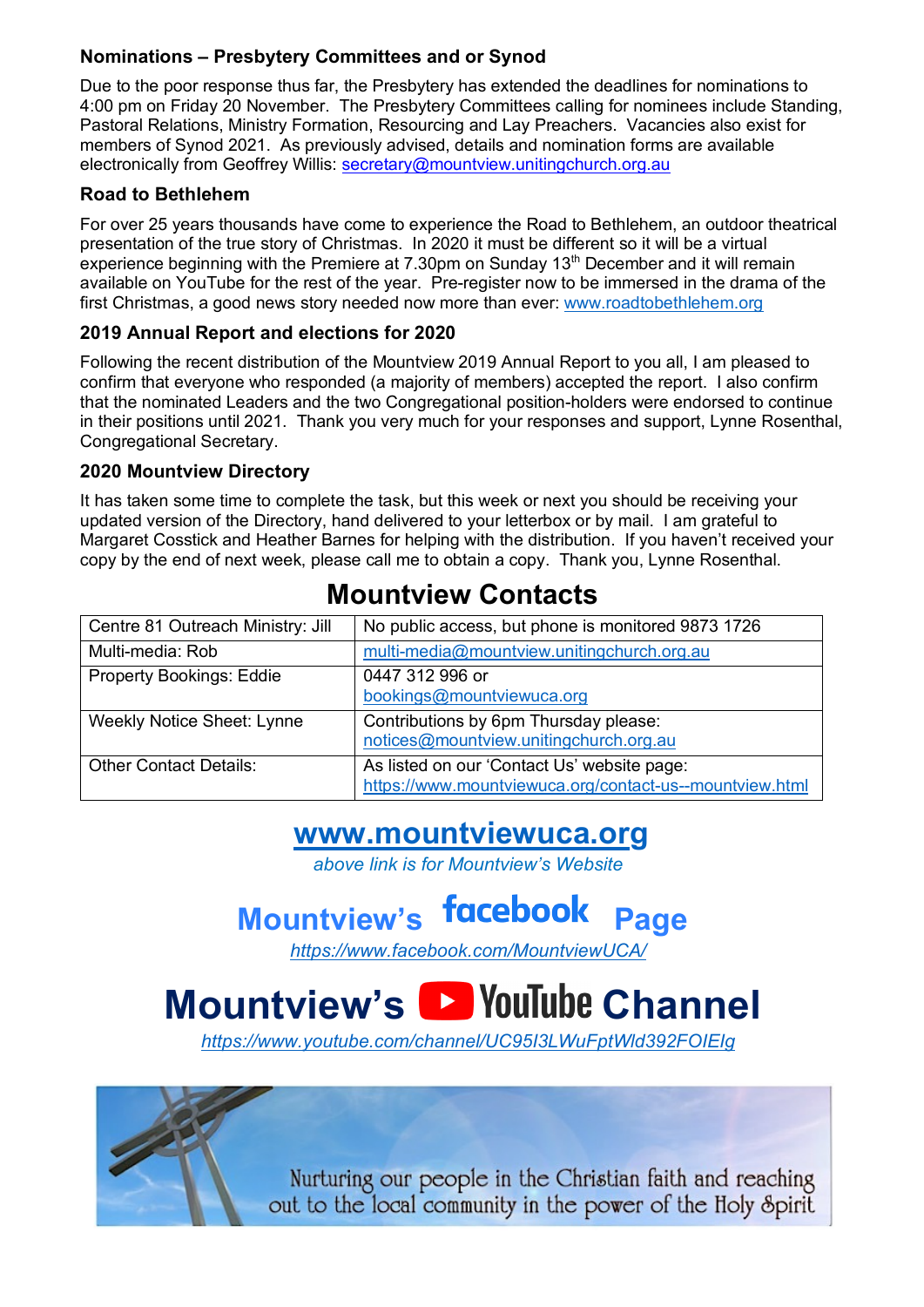### Nominations – Presbytery Committees and or Synod

Due to the poor response thus far, the Presbytery has extended the deadlines for nominations to 4:00 pm on Friday 20 November. The Presbytery Committees calling for nominees include Standing, Pastoral Relations, Ministry Formation, Resourcing and Lay Preachers. Vacancies also exist for members of Synod 2021. As previously advised, details and nomination forms are available electronically from Geoffrey Willis: secretary@mountview.unitingchurch.org.au

### Road to Bethlehem

For over 25 years thousands have come to experience the Road to Bethlehem, an outdoor theatrical presentation of the true story of Christmas. In 2020 it must be different so it will be a virtual experience beginning with the Premiere at 7.30pm on Sunday 13th December and it will remain available on YouTube for the rest of the year. Pre-register now to be immersed in the drama of the first Christmas, a good news story needed now more than ever: www.roadtobethlehem.org

### 2019 Annual Report and elections for 2020

Following the recent distribution of the Mountview 2019 Annual Report to you all, I am pleased to confirm that everyone who responded (a majority of members) accepted the report. I also confirm that the nominated Leaders and the two Congregational position-holders were endorsed to continue in their positions until 2021. Thank you very much for your responses and support, Lynne Rosenthal, Congregational Secretary.

### 2020 Mountview Directory

It has taken some time to complete the task, but this week or next you should be receiving your updated version of the Directory, hand delivered to your letterbox or by mail. I am grateful to Margaret Cosstick and Heather Barnes for helping with the distribution. If you haven't received your copy by the end of next week, please call me to obtain a copy. Thank you, Lynne Rosenthal.

## Mountview Contacts

| | |
|---|---|
| Centre 81 Outreach Ministry: Jill | No public access, but phone is monitored 9873 1726 |
| Multi-media: Rob | multi-media@mountview.unitingchurch.org.au |
| Property Bookings: Eddie | 0447 312 996 or bookings@mountviewuca.org |
| Weekly Notice Sheet: Lynne | Contributions by 6pm Thursday please: notices@mountview.unitingchurch.org.au |
| Other Contact Details: | As listed on our 'Contact Us' website page: https://www.mountviewuca.org/contact-us--mountview.html |

## www.mountviewuca.org

*above link is for Mountview's Website*

## Mountview's facebook Page

*https://www.facebook.com/MountviewUCA/*

## Mountview's YouTube Channel

*https://www.youtube.com/channel/UC95I3LWuFptWld392FOIElg*

Nurturing our people in the Christian faith and reaching out to the local community in the power of the Holy Spirit